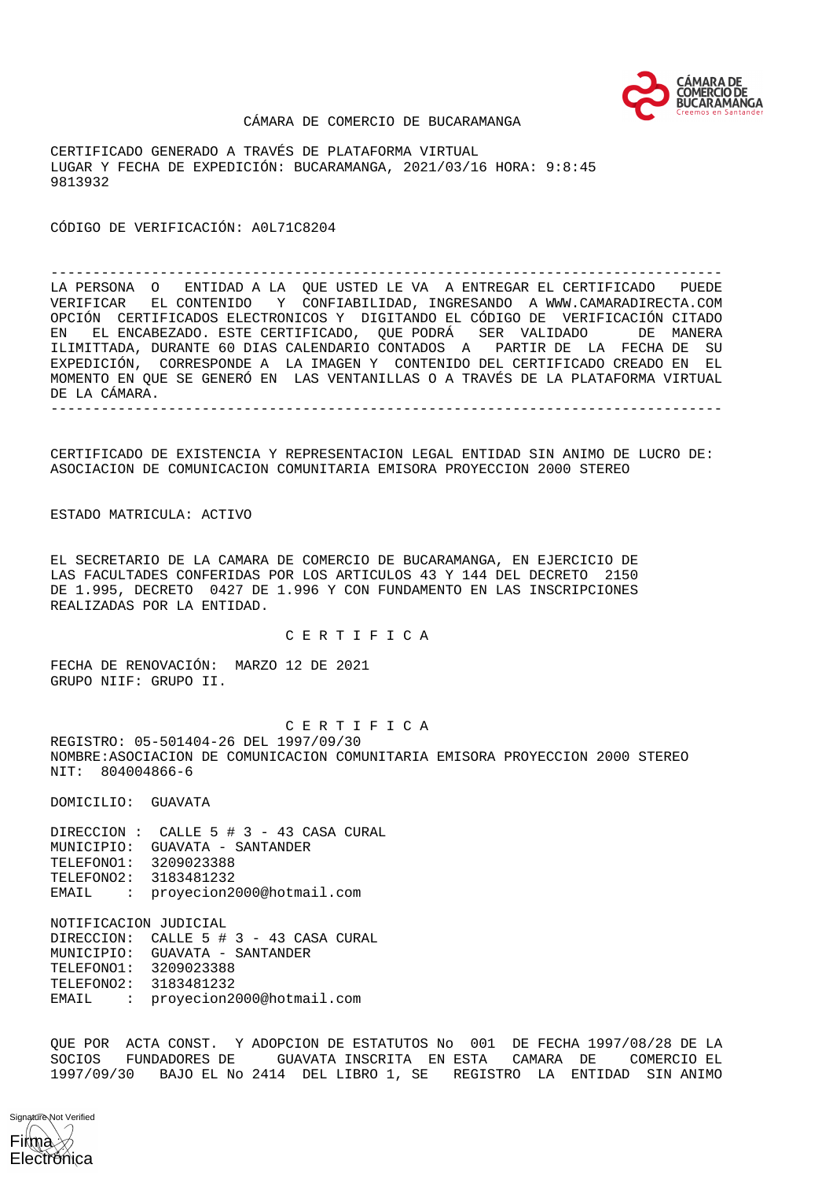CÁMARA DE COMERCIO DE BUCARAMANGA

CERTIFICADO GENERADO A TRAVÉS DE PLATAFORMA VIRTUAL
LUGAR Y FECHA DE EXPEDICIÓN: BUCARAMANGA, 2021/03/16 HORA: 9:8:45
9813932

CÓDIGO DE VERIFICACIÓN: A0L71C8204

---

LA PERSONA O ENTIDAD A LA QUE USTED LE VA A ENTREGAR EL CERTIFICADO PUEDE VERIFICAR EL CONTENIDO Y CONFIABILIDAD, INGRESANDO A WWW.CAMARADIRECTA.COM OPCIÓN CERTIFICADOS ELECTRONICOS Y DIGITANDO EL CÓDIGO DE VERIFICACIÓN CITADO EN EL ENCABEZADO. ESTE CERTIFICADO, QUE PODRÁ SER VALIDADO DE MANERA ILIMITTADA, DURANTE 60 DIAS CALENDARIO CONTADOS A PARTIR DE LA FECHA DE SU EXPEDICIÓN, CORRESPONDE A LA IMAGEN Y CONTENIDO DEL CERTIFICADO CREADO EN EL MOMENTO EN QUE SE GENERÓ EN LAS VENTANILLAS O A TRAVÉS DE LA PLATAFORMA VIRTUAL DE LA CÁMARA.

---

CERTIFICADO DE EXISTENCIA Y REPRESENTACION LEGAL ENTIDAD SIN ANIMO DE LUCRO DE:
ASOCIACION DE COMUNICACION COMUNITARIA EMISORA PROYECCION 2000 STEREO

ESTADO MATRICULA: ACTIVO

EL SECRETARIO DE LA CAMARA DE COMERCIO DE BUCARAMANGA, EN EJERCICIO DE LAS FACULTADES CONFERIDAS POR LOS ARTICULOS 43 Y 144 DEL DECRETO 2150 DE 1.995, DECRETO 0427 DE 1.996 Y CON FUNDAMENTO EN LAS INSCRIPCIONES REALIZADAS POR LA ENTIDAD.

C E R T I F I C A

FECHA DE RENOVACIÓN: MARZO 12 DE 2021
GRUPO NIIF: GRUPO II.

C E R T I F I C A

REGISTRO: 05-501404-26 DEL 1997/09/30
NOMBRE:ASOCIACION DE COMUNICACION COMUNITARIA EMISORA PROYECCION 2000 STEREO
NIT: 804004866-6

DOMICILIO: GUAVATA

DIRECCION : CALLE 5 # 3 - 43 CASA CURAL
MUNICIPIO: GUAVATA - SANTANDER
TELEFONO1: 3209023388
TELEFONO2: 3183481232
EMAIL : proyecion2000@hotmail.com

NOTIFICACION JUDICIAL
DIRECCION: CALLE 5 # 3 - 43 CASA CURAL
MUNICIPIO: GUAVATA - SANTANDER
TELEFONO1: 3209023388
TELEFONO2: 3183481232
EMAIL : proyecion2000@hotmail.com

QUE POR ACTA CONST. Y ADOPCION DE ESTATUTOS No 001 DE FECHA 1997/08/28 DE LA SOCIOS FUNDADORES DE GUAVATA INSCRITA EN ESTA CAMARA DE COMERCIO EL 1997/09/30 BAJO EL No 2414 DEL LIBRO 1, SE REGISTRO LA ENTIDAD SIN ANIMO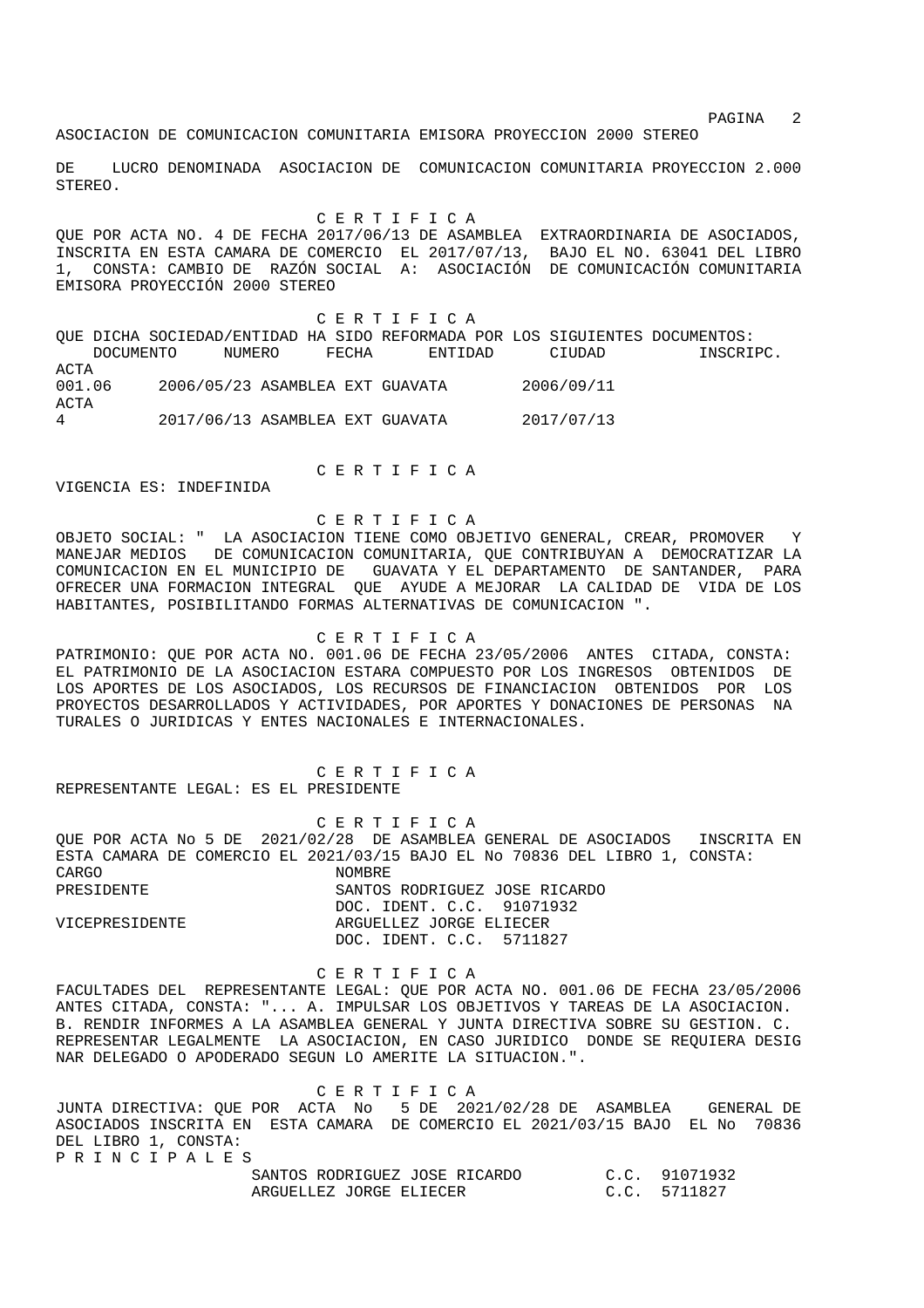DE LUCRO DENOMINADA ASOCIACION DE COMUNICACION COMUNITARIA PROYECCION 2.000 STEREO.

C E R T I F I C A

QUE POR ACTA NO. 4 DE FECHA 2017/06/13 DE ASAMBLEA EXTRAORDINARIA DE ASOCIADOS, INSCRITA EN ESTA CAMARA DE COMERCIO EL 2017/07/13, BAJO EL NO. 63041 DEL LIBRO 1, CONSTA: CAMBIO DE RAZÓN SOCIAL A: ASOCIACIÓN DE COMUNICACIÓN COMUNITARIA EMISORA PROYECCIÓN 2000 STEREO

C E R T I F I C A

QUE DICHA SOCIEDAD/ENTIDAD HA SIDO REFORMADA POR LOS SIGUIENTES DOCUMENTOS:

| DOCUMENTO NUMERO | FECHA | ENTIDAD | CIUDAD | INSCRIPC. |
|---|---|---|---|---|
| ACTA 001.06 | 2006/05/23 | ASAMBLEA EXT | GUAVATA | 2006/09/11 |
| ACTA 4 | 2017/06/13 | ASAMBLEA EXT | GUAVATA | 2017/07/13 |

C E R T I F I C A

VIGENCIA ES: INDEFINIDA

C E R T I F I C A

OBJETO SOCIAL: " LA ASOCIACION TIENE COMO OBJETIVO GENERAL, CREAR, PROMOVER Y MANEJAR MEDIOS DE COMUNICACION COMUNITARIA, QUE CONTRIBUYAN A DEMOCRATIZAR LA COMUNICACION EN EL MUNICIPIO DE GUAVATA Y EL DEPARTAMENTO DE SANTANDER, PARA OFRECER UNA FORMACION INTEGRAL QUE AYUDE A MEJORAR LA CALIDAD DE VIDA DE LOS HABITANTES, POSIBILITANDO FORMAS ALTERNATIVAS DE COMUNICACION ".

C E R T I F I C A

PATRIMONIO: QUE POR ACTA NO. 001.06 DE FECHA 23/05/2006 ANTES CITADA, CONSTA: EL PATRIMONIO DE LA ASOCIACION ESTARA COMPUESTO POR LOS INGRESOS OBTENIDOS DE LOS APORTES DE LOS ASOCIADOS, LOS RECURSOS DE FINANCIACION OBTENIDOS POR LOS PROYECTOS DESARROLLADOS Y ACTIVIDADES, POR APORTES Y DONACIONES DE PERSONAS NA TURALES O JURIDICAS Y ENTES NACIONALES E INTERNACIONALES.

C E R T I F I C A

REPRESENTANTE LEGAL: ES EL PRESIDENTE

C E R T I F I C A

QUE POR ACTA No 5 DE 2021/02/28 DE ASAMBLEA GENERAL DE ASOCIADOS INSCRITA EN ESTA CAMARA DE COMERCIO EL 2021/03/15 BAJO EL No 70836 DEL LIBRO 1, CONSTA:

| CARGO | NOMBRE |
|---|---|
| PRESIDENTE | SANTOS RODRIGUEZ JOSE RICARDO<br>DOC. IDENT. C.C. 91071932 |
| VICEPRESIDENTE | ARGUELLEZ JORGE ELIECER<br>DOC. IDENT. C.C. 5711827 |

C E R T I F I C A

FACULTADES DEL REPRESENTANTE LEGAL: QUE POR ACTA NO. 001.06 DE FECHA 23/05/2006 ANTES CITADA, CONSTA: "... A. IMPULSAR LOS OBJETIVOS Y TAREAS DE LA ASOCIACION. B. RENDIR INFORMES A LA ASAMBLEA GENERAL Y JUNTA DIRECTIVA SOBRE SU GESTION. C. REPRESENTAR LEGALMENTE LA ASOCIACION, EN CASO JURIDICO DONDE SE REQUIERA DESIG NAR DELEGADO O APODERADO SEGUN LO AMERITE LA SITUACION.".

C E R T I F I C A

JUNTA DIRECTIVA: QUE POR ACTA No 5 DE 2021/02/28 DE ASAMBLEA GENERAL DE ASOCIADOS INSCRITA EN ESTA CAMARA DE COMERCIO EL 2021/03/15 BAJO EL No 70836 DEL LIBRO 1, CONSTA:

P R I N C I P A L E S

| NOMBRE | IDENTIFICACIÓN |
|---|---|
| SANTOS RODRIGUEZ JOSE RICARDO | C.C. 91071932 |
| ARGUELLEZ JORGE ELIECER | C.C. 5711827 |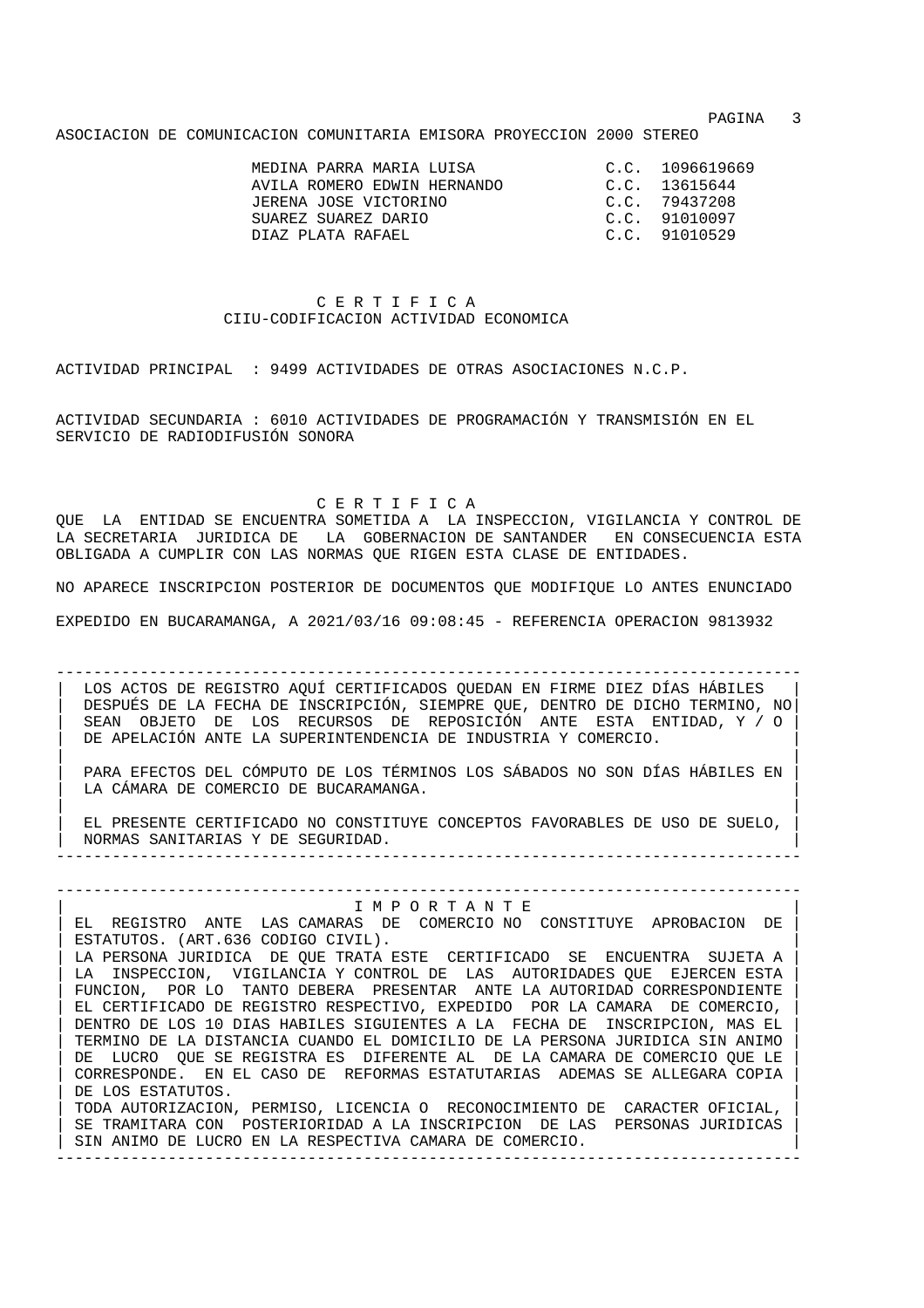ASOCIACION DE COMUNICACION COMUNITARIA EMISORA PROYECCION 2000 STEREO

| | |
|---|---|
| MEDINA PARRA MARIA LUISA | C.C. 1096619669 |
| AVILA ROMERO EDWIN HERNANDO | C.C. 13615644 |
| JERENA JOSE VICTORINO | C.C. 79437208 |
| SUAREZ SUAREZ DARIO | C.C. 91010097 |
| DIAZ PLATA RAFAEL | C.C. 91010529 |

## C E R T I F I C A
### CIIU-CODIFICACION ACTIVIDAD ECONOMICA

ACTIVIDAD PRINCIPAL : 9499 ACTIVIDADES DE OTRAS ASOCIACIONES N.C.P.

ACTIVIDAD SECUNDARIA : 6010 ACTIVIDADES DE PROGRAMACIÓN Y TRANSMISIÓN EN EL SERVICIO DE RADIODIFUSIÓN SONORA

## C E R T I F I C A

QUE LA ENTIDAD SE ENCUENTRA SOMETIDA A LA INSPECCION, VIGILANCIA Y CONTROL DE LA SECRETARIA JURIDICA DE LA GOBERNACION DE SANTANDER EN CONSECUENCIA ESTA OBLIGADA A CUMPLIR CON LAS NORMAS QUE RIGEN ESTA CLASE DE ENTIDADES.

NO APARECE INSCRIPCION POSTERIOR DE DOCUMENTOS QUE MODIFIQUE LO ANTES ENUNCIADO

EXPEDIDO EN BUCARAMANGA, A 2021/03/16 09:08:45 - REFERENCIA OPERACION 9813932

---

LOS ACTOS DE REGISTRO AQUÍ CERTIFICADOS QUEDAN EN FIRME DIEZ DÍAS HÁBILES DESPUÉS DE LA FECHA DE INSCRIPCIÓN, SIEMPRE QUE, DENTRO DE DICHO TERMINO, NO SEAN OBJETO DE LOS RECURSOS DE REPOSICIÓN ANTE ESTA ENTIDAD, Y / O DE APELACIÓN ANTE LA SUPERINTENDENCIA DE INDUSTRIA Y COMERCIO.

PARA EFECTOS DEL CÓMPUTO DE LOS TÉRMINOS LOS SÁBADOS NO SON DÍAS HÁBILES EN LA CÁMARA DE COMERCIO DE BUCARAMANGA.

EL PRESENTE CERTIFICADO NO CONSTITUYE CONCEPTOS FAVORABLES DE USO DE SUELO, NORMAS SANITARIAS Y DE SEGURIDAD.

---

### I M P O R T A N T E

EL REGISTRO ANTE LAS CAMARAS DE COMERCIO NO CONSTITUYE APROBACION DE ESTATUTOS. (ART.636 CODIGO CIVIL).

LA PERSONA JURIDICA DE QUE TRATA ESTE CERTIFICADO SE ENCUENTRA SUJETA A LA INSPECCION, VIGILANCIA Y CONTROL DE LAS AUTORIDADES QUE EJERCEN ESTA FUNCION, POR LO TANTO DEBERA PRESENTAR ANTE LA AUTORIDAD CORRESPONDIENTE EL CERTIFICADO DE REGISTRO RESPECTIVO, EXPEDIDO POR LA CAMARA DE COMERCIO, DENTRO DE LOS 10 DIAS HABILES SIGUIENTES A LA FECHA DE INSCRIPCION, MAS EL TERMINO DE LA DISTANCIA CUANDO EL DOMICILIO DE LA PERSONA JURIDICA SIN ANIMO DE LUCRO QUE SE REGISTRA ES DIFERENTE AL DE LA CAMARA DE COMERCIO QUE LE CORRESPONDE. EN EL CASO DE REFORMAS ESTATUTARIAS ADEMAS SE ALLEGARA COPIA DE LOS ESTATUTOS.

TODA AUTORIZACION, PERMISO, LICENCIA O RECONOCIMIENTO DE CARACTER OFICIAL, SE TRAMITARA CON POSTERIORIDAD A LA INSCRIPCION DE LAS PERSONAS JURIDICAS SIN ANIMO DE LUCRO EN LA RESPECTIVA CAMARA DE COMERCIO.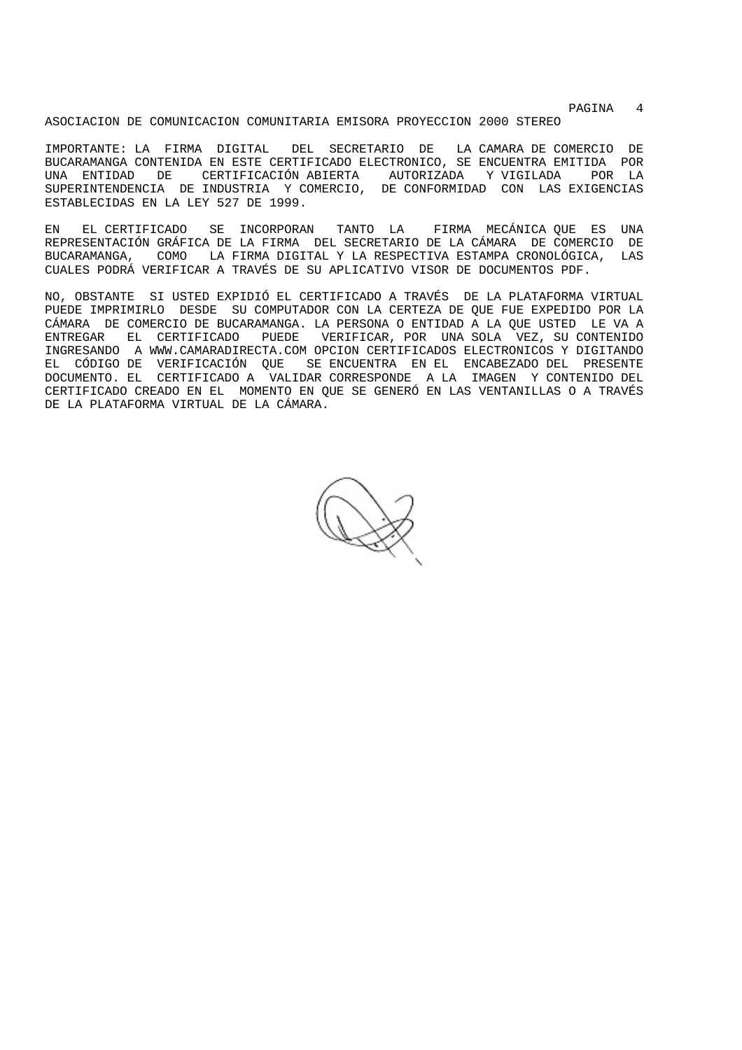ASOCIACION DE COMUNICACION COMUNITARIA EMISORA PROYECCION 2000 STEREO

IMPORTANTE: LA FIRMA DIGITAL DEL SECRETARIO DE LA CAMARA DE COMERCIO DE BUCARAMANGA CONTENIDA EN ESTE CERTIFICADO ELECTRONICO, SE ENCUENTRA EMITIDA POR UNA ENTIDAD DE CERTIFICACIÓN ABIERTA AUTORIZADA Y VIGILADA POR LA SUPERINTENDENCIA DE INDUSTRIA Y COMERCIO, DE CONFORMIDAD CON LAS EXIGENCIAS ESTABLECIDAS EN LA LEY 527 DE 1999.

EN EL CERTIFICADO SE INCORPORAN TANTO LA FIRMA MECÁNICA QUE ES UNA REPRESENTACIÓN GRÁFICA DE LA FIRMA DEL SECRETARIO DE LA CÁMARA DE COMERCIO DE BUCARAMANGA, COMO LA FIRMA DIGITAL Y LA RESPECTIVA ESTAMPA CRONOLÓGICA, LAS CUALES PODRÁ VERIFICAR A TRAVÉS DE SU APLICATIVO VISOR DE DOCUMENTOS PDF.

NO, OBSTANTE SI USTED EXPIDIÓ EL CERTIFICADO A TRAVÉS DE LA PLATAFORMA VIRTUAL PUEDE IMPRIMIRLO DESDE SU COMPUTADOR CON LA CERTEZA DE QUE FUE EXPEDIDO POR LA CÁMARA DE COMERCIO DE BUCARAMANGA. LA PERSONA O ENTIDAD A LA QUE USTED LE VA A ENTREGAR EL CERTIFICADO PUEDE VERIFICAR, POR UNA SOLA VEZ, SU CONTENIDO INGRESANDO A WWW.CAMARADIRECTA.COM OPCION CERTIFICADOS ELECTRONICOS Y DIGITANDO EL CÓDIGO DE VERIFICACIÓN QUE SE ENCUENTRA EN EL ENCABEZADO DEL PRESENTE DOCUMENTO. EL CERTIFICADO A VALIDAR CORRESPONDE A LA IMAGEN Y CONTENIDO DEL CERTIFICADO CREADO EN EL MOMENTO EN QUE SE GENERÓ EN LAS VENTANILLAS O A TRAVÉS DE LA PLATAFORMA VIRTUAL DE LA CÁMARA.